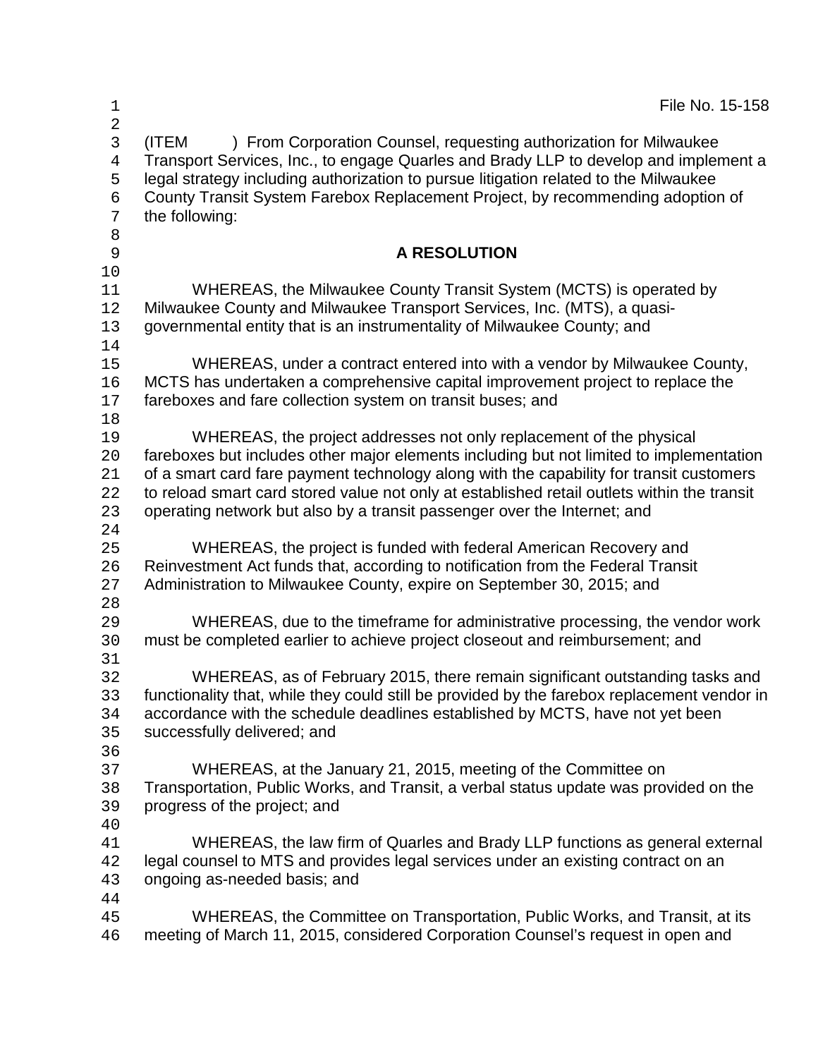File No. 15-158

(ITEM ) From Corporation Counsel, requesting authorization for Milwaukee Transport Services, Inc., to engage Quarles and Brady LLP to develop and implement a legal strategy including authorization to pursue litigation related to the Milwaukee County Transit System Farebox Replacement Project, by recommending adoption of the following:

## A RESOLUTION

WHEREAS, the Milwaukee County Transit System (MCTS) is operated by Milwaukee County and Milwaukee Transport Services, Inc. (MTS), a quasi-governmental entity that is an instrumentality of Milwaukee County; and

WHEREAS, under a contract entered into with a vendor by Milwaukee County, MCTS has undertaken a comprehensive capital improvement project to replace the fareboxes and fare collection system on transit buses; and

WHEREAS, the project addresses not only replacement of the physical fareboxes but includes other major elements including but not limited to implementation of a smart card fare payment technology along with the capability for transit customers to reload smart card stored value not only at established retail outlets within the transit operating network but also by a transit passenger over the Internet; and

WHEREAS, the project is funded with federal American Recovery and Reinvestment Act funds that, according to notification from the Federal Transit Administration to Milwaukee County, expire on September 30, 2015; and

WHEREAS, due to the timeframe for administrative processing, the vendor work must be completed earlier to achieve project closeout and reimbursement; and

WHEREAS, as of February 2015, there remain significant outstanding tasks and functionality that, while they could still be provided by the farebox replacement vendor in accordance with the schedule deadlines established by MCTS, have not yet been successfully delivered; and

WHEREAS, at the January 21, 2015, meeting of the Committee on Transportation, Public Works, and Transit, a verbal status update was provided on the progress of the project; and

WHEREAS, the law firm of Quarles and Brady LLP functions as general external legal counsel to MTS and provides legal services under an existing contract on an ongoing as-needed basis; and

WHEREAS, the Committee on Transportation, Public Works, and Transit, at its meeting of March 11, 2015, considered Corporation Counsel's request in open and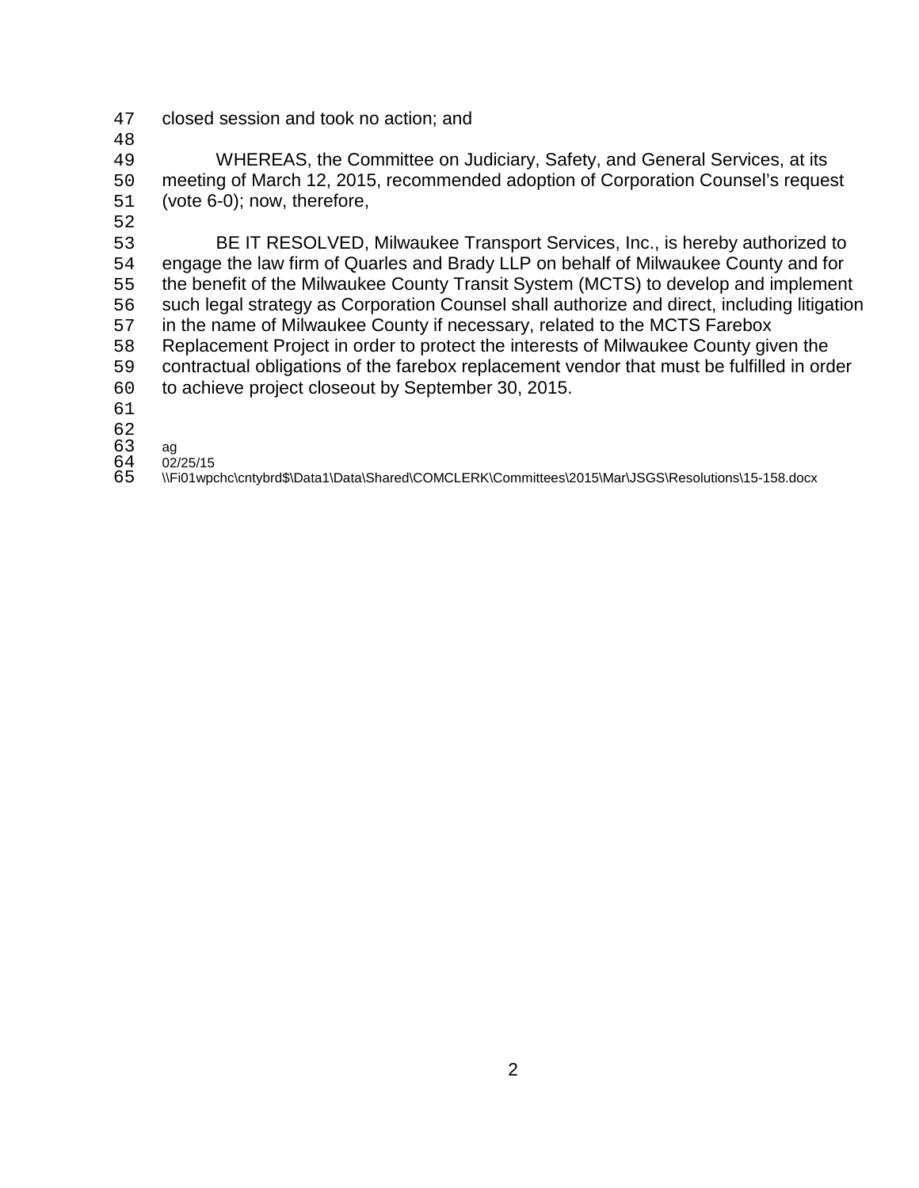closed session and took no action; and

WHEREAS, the Committee on Judiciary, Safety, and General Services, at its meeting of March 12, 2015, recommended adoption of Corporation Counsel's request (vote 6-0); now, therefore,

BE IT RESOLVED, Milwaukee Transport Services, Inc., is hereby authorized to engage the law firm of Quarles and Brady LLP on behalf of Milwaukee County and for the benefit of the Milwaukee County Transit System (MCTS) to develop and implement such legal strategy as Corporation Counsel shall authorize and direct, including litigation in the name of Milwaukee County if necessary, related to the MCTS Farebox Replacement Project in order to protect the interests of Milwaukee County given the contractual obligations of the farebox replacement vendor that must be fulfilled in order to achieve project closeout by September 30, 2015.

ag
02/25/15
\\Fi01wpchc\cntybrd$\Data1\Data\Shared\COMCLERK\Committees\2015\Mar\JSGS\Resolutions\15-158.docx